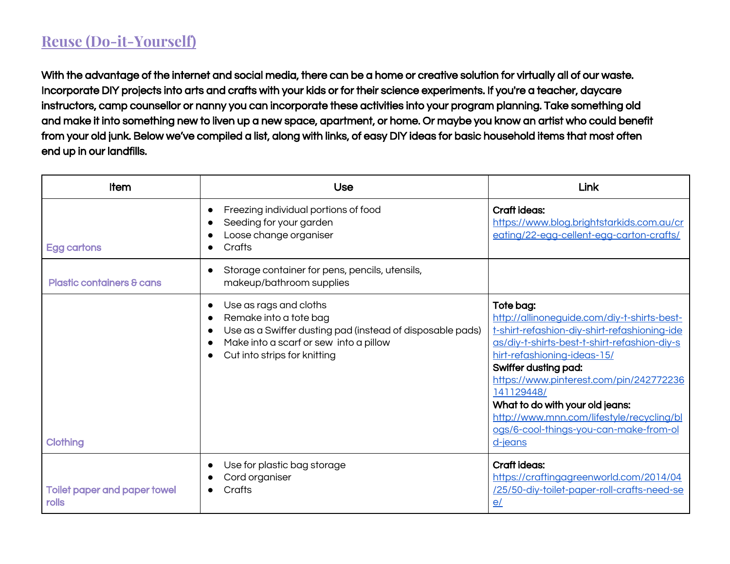## Reuse (Do-it-Yourself)

**With the advantage of the internet and social media, there can be a home or creative solution for virtually all of our waste. Incorporate DIY projects into arts and crafts with your kids or for their science experiments. If you're a teacher, daycare instructors, camp counsellor or nanny you can incorporate these activities into your program planning. Take something old and make it into something new to liven up a new space, apartment, or home. Or maybe you know an artist who could benefit from your old junk. Below we've compiled a list, along with links, of easy DIY ideas for basic household items that most often end up in our landfills.**

| Item | Use | Link |
|---|---|---|
| Egg cartons | • Freezing individual portions of food<br>• Seeding for your garden<br>• Loose change organiser<br>• Crafts | **Craft ideas:**<br>https://www.blog.brightstarkids.com.au/creating/22-egg-cellent-egg-carton-crafts/ |
| Plastic containers & cans | • Storage container for pens, pencils, utensils, makeup/bathroom supplies | |
| Clothing | • Use as rags and cloths<br>• Remake into a tote bag<br>• Use as a Swiffer dusting pad (instead of disposable pads)<br>• Make into a scarf or sew into a pillow<br>• Cut into strips for knitting | **Tote bag:**<br>http://allinoneguide.com/diy-t-shirts-best-t-shirt-refashion-diy-shirt-refashioning-ideas/diy-t-shirts-best-t-shirt-refashion-diy-shirt-refashioning-ideas-15/<br>**Swiffer dusting pad:**<br>https://www.pinterest.com/pin/242772236141129448/<br>**What to do with your old jeans:**<br>http://www.mnn.com/lifestyle/recycling/blogs/6-cool-things-you-can-make-from-old-jeans |
| Toilet paper and paper towel rolls | • Use for plastic bag storage<br>• Cord organiser<br>• Crafts | **Craft ideas:**<br>https://craftingagreenworld.com/2014/04/25/50-diy-toilet-paper-roll-crafts-need-see/ |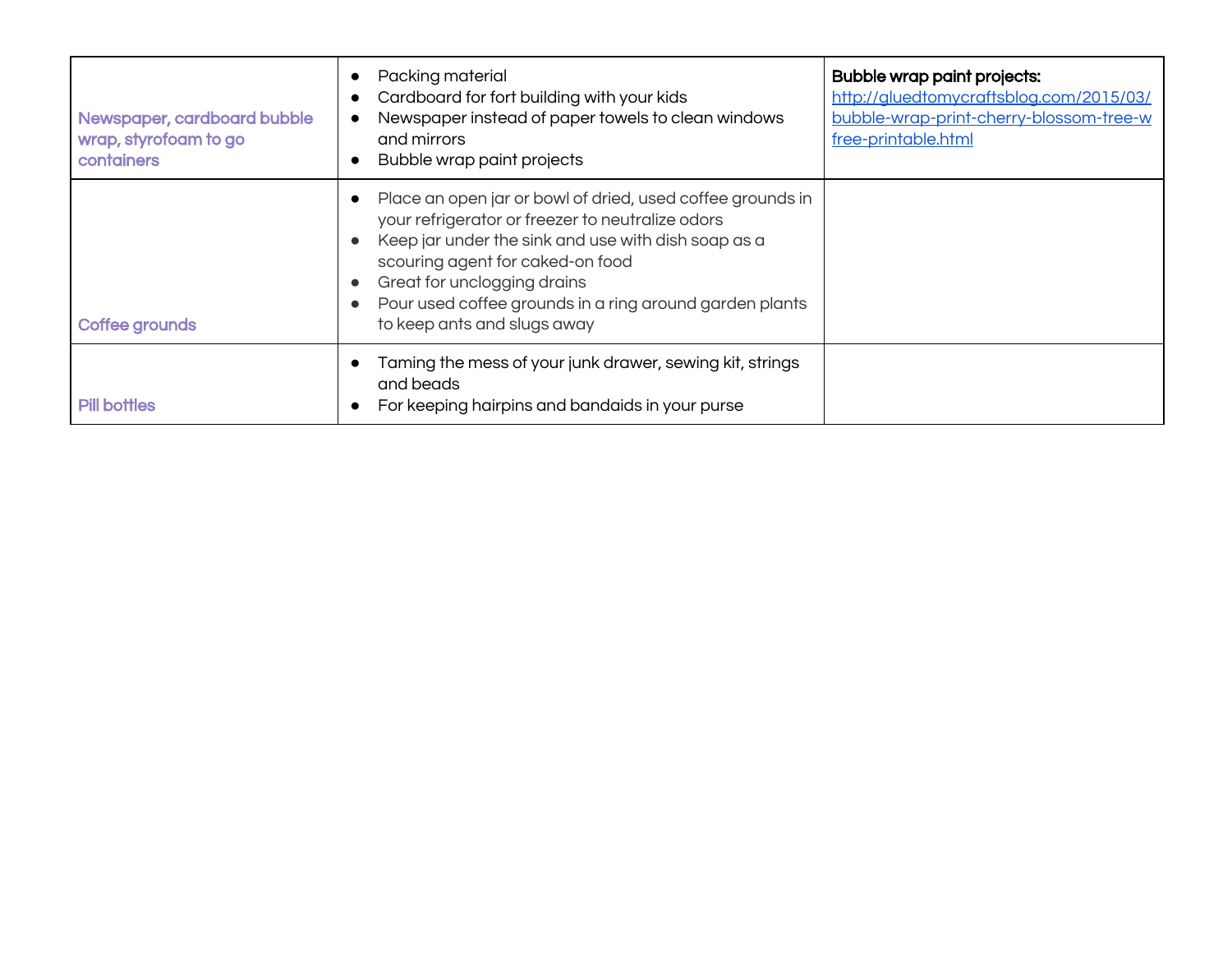| | | |
|---|---|---|
| Newspaper, cardboard bubble wrap, styrofoam to go containers | • Packing material<br>• Cardboard for fort building with your kids<br>• Newspaper instead of paper towels to clean windows and mirrors<br>• Bubble wrap paint projects | **Bubble wrap paint projects:** [http://gluedtomycraftsblog.com/2015/03/bubble-wrap-print-cherry-blossom-tree-wfree-printable.html](http://gluedtomycraftsblog.com/2015/03/bubble-wrap-print-cherry-blossom-tree-wfree-printable.html) |
| Coffee grounds | • Place an open jar or bowl of dried, used coffee grounds in your refrigerator or freezer to neutralize odors<br>• Keep jar under the sink and use with dish soap as a scouring agent for caked-on food<br>• Great for unclogging drains<br>• Pour used coffee grounds in a ring around garden plants to keep ants and slugs away | |
| Pill bottles | • Taming the mess of your junk drawer, sewing kit, strings and beads<br>• For keeping hairpins and bandaids in your purse | |